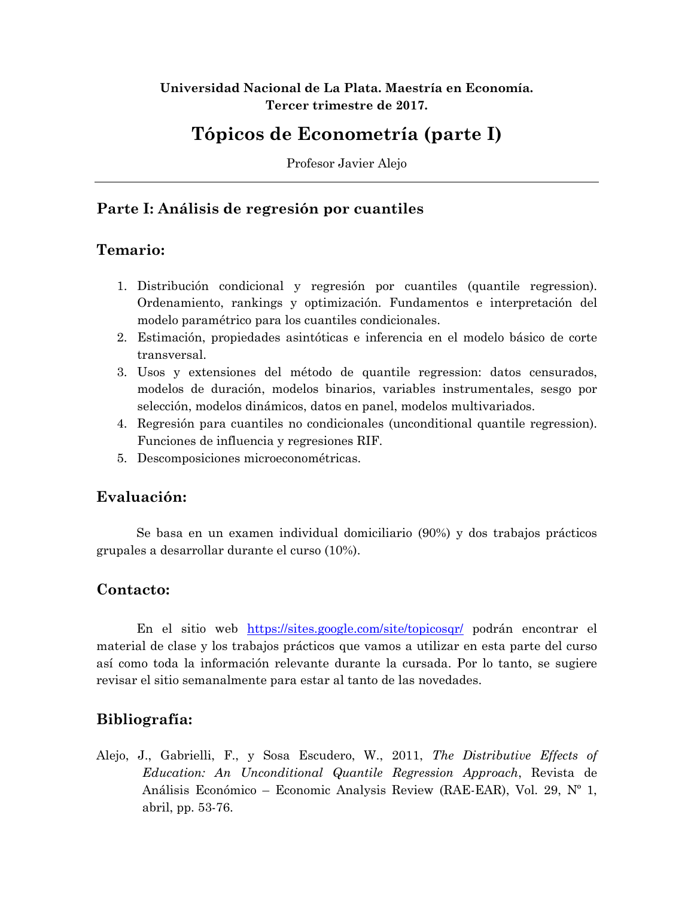**Universidad Nacional de La Plata. Maestría en Economía.**
**Tercer trimestre de 2017.**

# Tópicos de Econometría (parte I)

Profesor Javier Alejo

---

## Parte I: Análisis de regresión por cuantiles

## Temario:

1. Distribución condicional y regresión por cuantiles (quantile regression). Ordenamiento, rankings y optimización. Fundamentos e interpretación del modelo paramétrico para los cuantiles condicionales.
2. Estimación, propiedades asintóticas e inferencia en el modelo básico de corte transversal.
3. Usos y extensiones del método de quantile regression: datos censurados, modelos de duración, modelos binarios, variables instrumentales, sesgo por selección, modelos dinámicos, datos en panel, modelos multivariados.
4. Regresión para cuantiles no condicionales (unconditional quantile regression). Funciones de influencia y regresiones RIF.
5. Descomposiciones microeconométricas.

## Evaluación:

Se basa en un examen individual domiciliario (90%) y dos trabajos prácticos grupales a desarrollar durante el curso (10%).

## Contacto:

En el sitio web [https://sites.google.com/site/topicosqr/](https://sites.google.com/site/topicosqr/) podrán encontrar el material de clase y los trabajos prácticos que vamos a utilizar en esta parte del curso así como toda la información relevante durante la cursada. Por lo tanto, se sugiere revisar el sitio semanalmente para estar al tanto de las novedades.

## Bibliografía:

Alejo, J., Gabrielli, F., y Sosa Escudero, W., 2011, *The Distributive Effects of Education: An Unconditional Quantile Regression Approach*, Revista de Análisis Económico – Economic Analysis Review (RAE-EAR), Vol. 29, Nº 1, abril, pp. 53-76.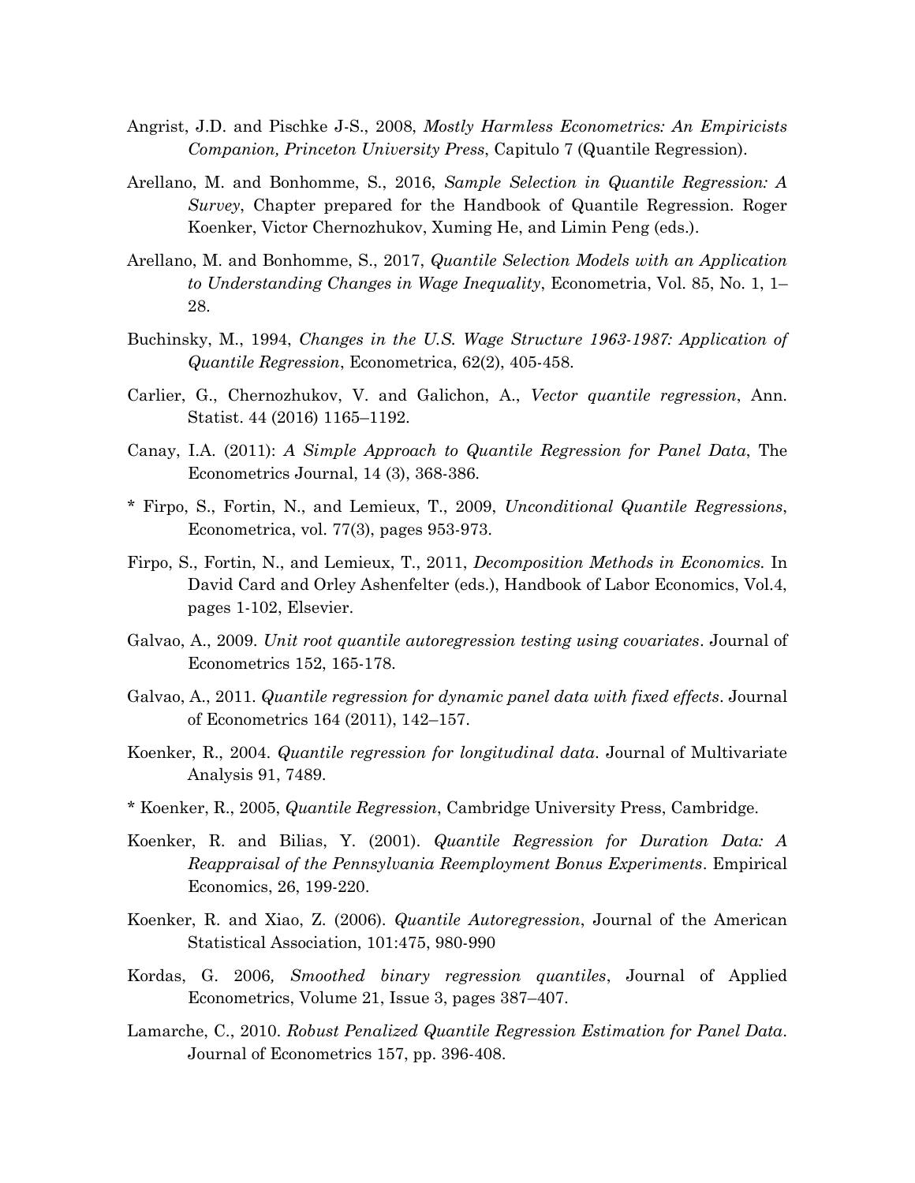Angrist, J.D. and Pischke J-S., 2008, *Mostly Harmless Econometrics: An Empiricists Companion, Princeton University Press*, Capitulo 7 (Quantile Regression).

Arellano, M. and Bonhomme, S., 2016, *Sample Selection in Quantile Regression: A Survey*, Chapter prepared for the Handbook of Quantile Regression. Roger Koenker, Victor Chernozhukov, Xuming He, and Limin Peng (eds.).

Arellano, M. and Bonhomme, S., 2017, *Quantile Selection Models with an Application to Understanding Changes in Wage Inequality*, Econometria, Vol. 85, No. 1, 1–28.

Buchinsky, M., 1994, *Changes in the U.S. Wage Structure 1963-1987: Application of Quantile Regression*, Econometrica, 62(2), 405-458.

Carlier, G., Chernozhukov, V. and Galichon, A., *Vector quantile regression*, Ann. Statist. 44 (2016) 1165–1192.

Canay, I.A. (2011): *A Simple Approach to Quantile Regression for Panel Data*, The Econometrics Journal, 14 (3), 368-386.

* Firpo, S., Fortin, N., and Lemieux, T., 2009, *Unconditional Quantile Regressions*, Econometrica, vol. 77(3), pages 953-973.

Firpo, S., Fortin, N., and Lemieux, T., 2011, *Decomposition Methods in Economics.* In David Card and Orley Ashenfelter (eds.), Handbook of Labor Economics, Vol.4, pages 1-102, Elsevier.

Galvao, A., 2009. *Unit root quantile autoregression testing using covariates*. Journal of Econometrics 152, 165-178.

Galvao, A., 2011. *Quantile regression for dynamic panel data with fixed effects*. Journal of Econometrics 164 (2011), 142–157.

Koenker, R., 2004. *Quantile regression for longitudinal data*. Journal of Multivariate Analysis 91, 7489.

* Koenker, R., 2005, *Quantile Regression*, Cambridge University Press, Cambridge.

Koenker, R. and Bilias, Y. (2001). *Quantile Regression for Duration Data: A Reappraisal of the Pennsylvania Reemployment Bonus Experiments*. Empirical Economics, 26, 199-220.

Koenker, R. and Xiao, Z. (2006). *Quantile Autoregression*, Journal of the American Statistical Association, 101:475, 980-990

Kordas, G. 2006*, Smoothed binary regression quantiles*, Journal of Applied Econometrics, Volume 21, Issue 3, pages 387–407.

Lamarche, C., 2010. *Robust Penalized Quantile Regression Estimation for Panel Data*. Journal of Econometrics 157, pp. 396-408.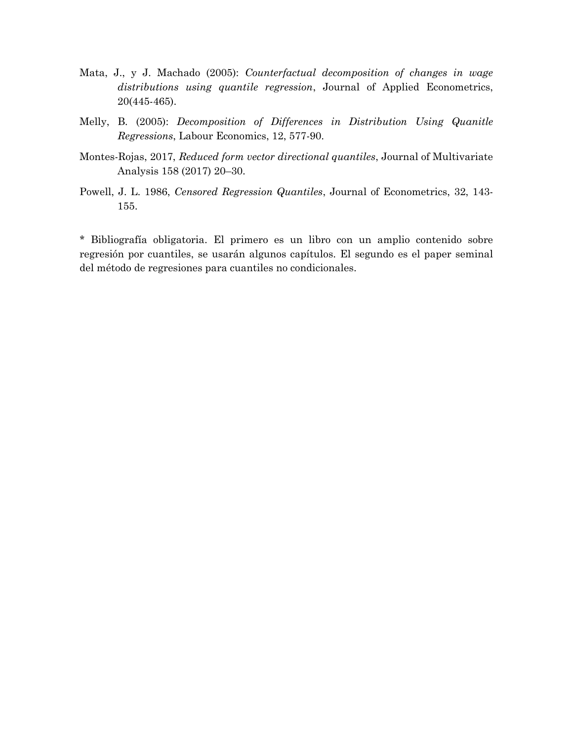Mata, J., y J. Machado (2005): *Counterfactual decomposition of changes in wage distributions using quantile regression*, Journal of Applied Econometrics, 20(445-465).

Melly, B. (2005): *Decomposition of Differences in Distribution Using Quanitle Regressions*, Labour Economics, 12, 577-90.

Montes-Rojas, 2017, *Reduced form vector directional quantiles*, Journal of Multivariate Analysis 158 (2017) 20–30.

Powell, J. L. 1986, *Censored Regression Quantiles*, Journal of Econometrics, 32, 143-155.

\* Bibliografía obligatoria. El primero es un libro con un amplio contenido sobre regresión por cuantiles, se usarán algunos capítulos. El segundo es el paper seminal del método de regresiones para cuantiles no condicionales.